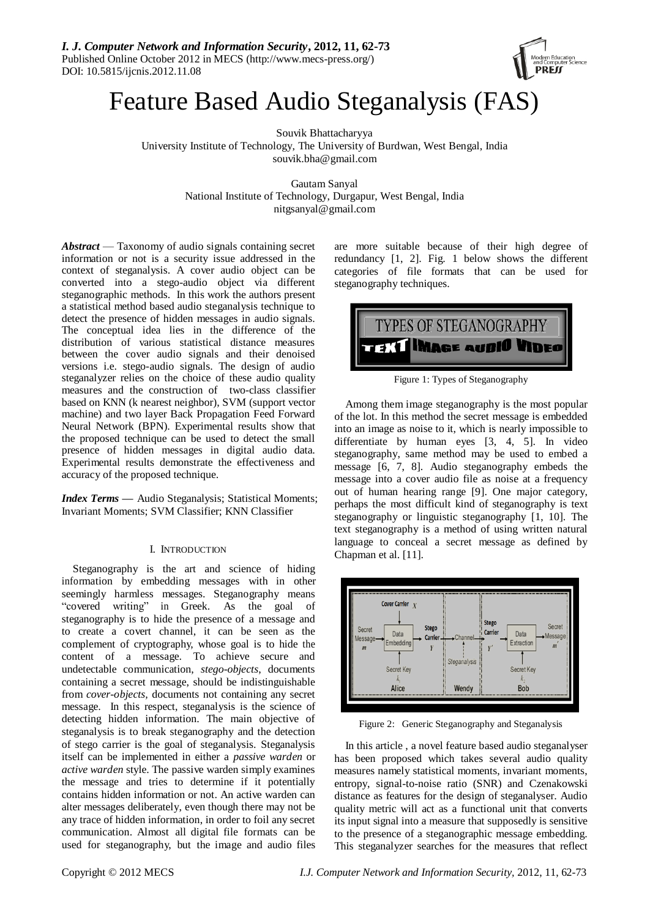# Feature Based Audio Steganalysis (FAS)

Souvik Bhattacharyya
University Institute of Technology, The University of Burdwan, West Bengal, India
souvik.bha@gmail.com

Gautam Sanyal
National Institute of Technology, Durgapur, West Bengal, India
nitgsanyal@gmail.com

***Abstract*** — Taxonomy of audio signals containing secret information or not is a security issue addressed in the context of steganalysis. A cover audio object can be converted into a stego-audio object via different steganographic methods. In this work the authors present a statistical method based audio steganalysis technique to detect the presence of hidden messages in audio signals. The conceptual idea lies in the difference of the distribution of various statistical distance measures between the cover audio signals and their denoised versions i.e. stego-audio signals. The design of audio steganalyzer relies on the choice of these audio quality measures and the construction of two-class classifier based on KNN (k nearest neighbor), SVM (support vector machine) and two layer Back Propagation Feed Forward Neural Network (BPN). Experimental results show that the proposed technique can be used to detect the small presence of hidden messages in digital audio data. Experimental results demonstrate the effectiveness and accuracy of the proposed technique.

***Index Terms*** — Audio Steganalysis; Statistical Moments; Invariant Moments; SVM Classifier; KNN Classifier

## I. INTRODUCTION

Steganography is the art and science of hiding information by embedding messages with in other seemingly harmless messages. Steganography means "covered writing" in Greek. As the goal of steganography is to hide the presence of a message and to create a covert channel, it can be seen as the complement of cryptography, whose goal is to hide the content of a message. To achieve secure and undetectable communication, *stego-objects*, documents containing a secret message, should be indistinguishable from *cover-objects,* documents not containing any secret message. In this respect, steganalysis is the science of detecting hidden information. The main objective of steganalysis is to break steganography and the detection of stego carrier is the goal of steganalysis. Steganalysis itself can be implemented in either a *passive warden* or *active warden* style. The passive warden simply examines the message and tries to determine if it potentially contains hidden information or not. An active warden can alter messages deliberately, even though there may not be any trace of hidden information, in order to foil any secret communication. Almost all digital file formats can be used for steganography, but the image and audio files are more suitable because of their high degree of redundancy [1, 2]. Fig. 1 below shows the different categories of file formats that can be used for steganography techniques.

Figure 1: Types of Steganography

Among them image steganography is the most popular of the lot. In this method the secret message is embedded into an image as noise to it, which is nearly impossible to differentiate by human eyes [3, 4, 5]. In video steganography, same method may be used to embed a message [6, 7, 8]. Audio steganography embeds the message into a cover audio file as noise at a frequency out of human hearing range [9]. One major category, perhaps the most difficult kind of steganography is text steganography or linguistic steganography [1, 10]. The text steganography is a method of using written natural language to conceal a secret message as defined by Chapman et al. [11].

Figure 2: Generic Steganography and Steganalysis

In this article , a novel feature based audio steganalyser has been proposed which takes several audio quality measures namely statistical moments, invariant moments, entropy, signal-to-noise ratio (SNR) and Czenakowski distance as features for the design of steganalyser. Audio quality metric will act as a functional unit that converts its input signal into a measure that supposedly is sensitive to the presence of a steganographic message embedding. This steganalyzer searches for the measures that reflect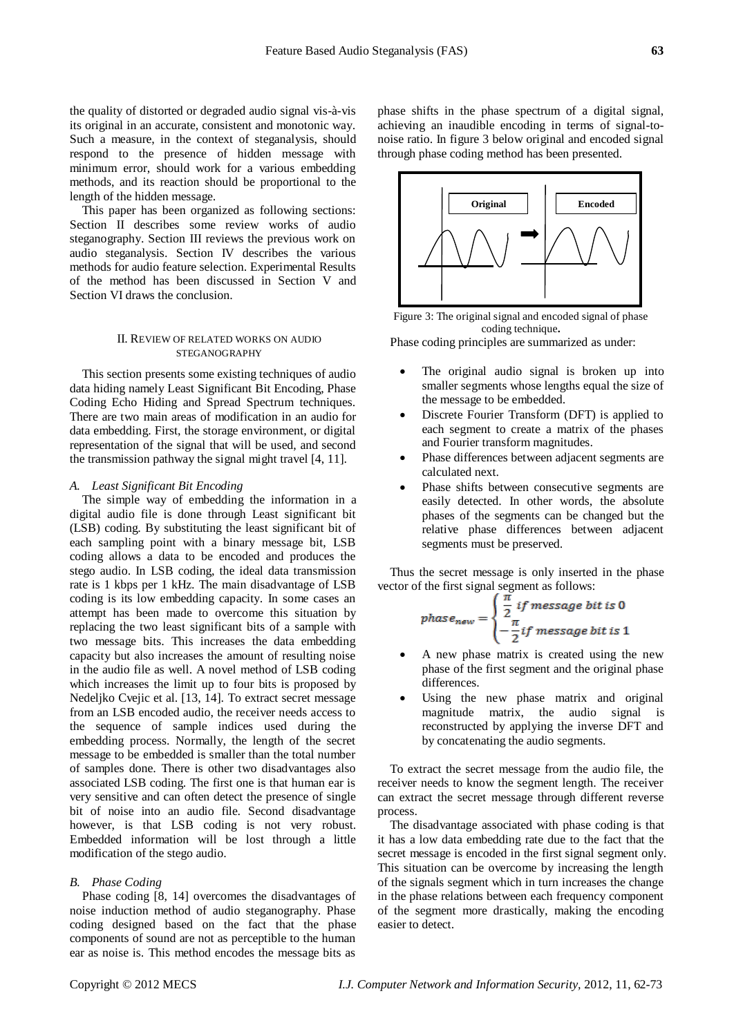the quality of distorted or degraded audio signal vis-à-vis its original in an accurate, consistent and monotonic way. Such a measure, in the context of steganalysis, should respond to the presence of hidden message with minimum error, should work for a various embedding methods, and its reaction should be proportional to the length of the hidden message.

This paper has been organized as following sections: Section II describes some review works of audio steganography. Section III reviews the previous work on audio steganalysis. Section IV describes the various methods for audio feature selection. Experimental Results of the method has been discussed in Section V and Section VI draws the conclusion.

## II. Review of Related Works on Audio Steganography

This section presents some existing techniques of audio data hiding namely Least Significant Bit Encoding, Phase Coding Echo Hiding and Spread Spectrum techniques. There are two main areas of modification in an audio for data embedding. First, the storage environment, or digital representation of the signal that will be used, and second the transmission pathway the signal might travel [4, 11].

### *A. Least Significant Bit Encoding*

The simple way of embedding the information in a digital audio file is done through Least significant bit (LSB) coding. By substituting the least significant bit of each sampling point with a binary message bit, LSB coding allows a data to be encoded and produces the stego audio. In LSB coding, the ideal data transmission rate is 1 kbps per 1 kHz. The main disadvantage of LSB coding is its low embedding capacity. In some cases an attempt has been made to overcome this situation by replacing the two least significant bits of a sample with two message bits. This increases the data embedding capacity but also increases the amount of resulting noise in the audio file as well. A novel method of LSB coding which increases the limit up to four bits is proposed by Nedeljko Cvejic et al. [13, 14]. To extract secret message from an LSB encoded audio, the receiver needs access to the sequence of sample indices used during the embedding process. Normally, the length of the secret message to be embedded is smaller than the total number of samples done. There is other two disadvantages also associated LSB coding. The first one is that human ear is very sensitive and can often detect the presence of single bit of noise into an audio file. Second disadvantage however, is that LSB coding is not very robust. Embedded information will be lost through a little modification of the stego audio.

### *B. Phase Coding*

Phase coding [8, 14] overcomes the disadvantages of noise induction method of audio steganography. Phase coding designed based on the fact that the phase components of sound are not as perceptible to the human ear as noise is. This method encodes the message bits as phase shifts in the phase spectrum of a digital signal, achieving an inaudible encoding in terms of signal-to-noise ratio. In figure 3 below original and encoded signal through phase coding method has been presented.

Figure 3: The original signal and encoded signal of phase coding technique.

Phase coding principles are summarized as under:

- The original audio signal is broken up into smaller segments whose lengths equal the size of the message to be embedded.
- Discrete Fourier Transform (DFT) is applied to each segment to create a matrix of the phases and Fourier transform magnitudes.
- Phase differences between adjacent segments are calculated next.
- Phase shifts between consecutive segments are easily detected. In other words, the absolute phases of the segments can be changed but the relative phase differences between adjacent segments must be preserved.

Thus the secret message is only inserted in the phase vector of the first signal segment as follows:

$$phase_{new} = \begin{cases} \dfrac{\pi}{2} \; if\ message\ bit\ is\ 0 \\ -\dfrac{\pi}{2} if\ message\ bit\ is\ 1 \end{cases}$$

- A new phase matrix is created using the new phase of the first segment and the original phase differences.
- Using the new phase matrix and original magnitude matrix, the audio signal is reconstructed by applying the inverse DFT and by concatenating the audio segments.

To extract the secret message from the audio file, the receiver needs to know the segment length. The receiver can extract the secret message through different reverse process.

The disadvantage associated with phase coding is that it has a low data embedding rate due to the fact that the secret message is encoded in the first signal segment only. This situation can be overcome by increasing the length of the signals segment which in turn increases the change in the phase relations between each frequency component of the segment more drastically, making the encoding easier to detect.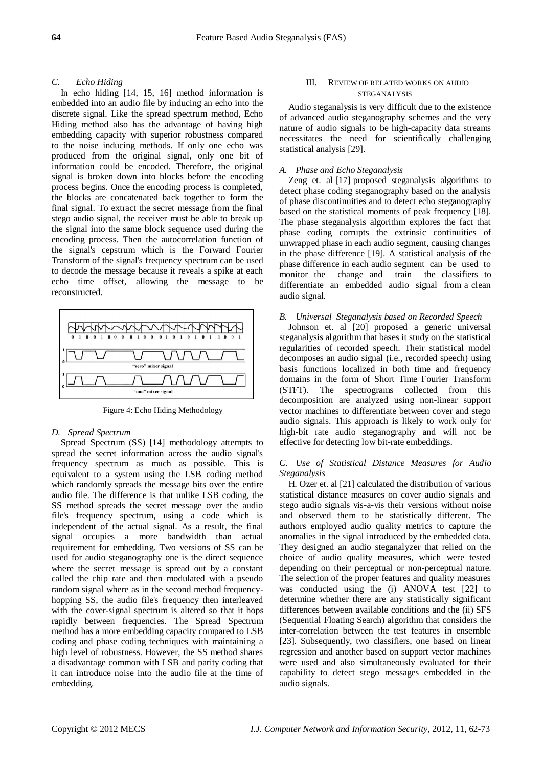### C. Echo Hiding

In echo hiding [14, 15, 16] method information is embedded into an audio file by inducing an echo into the discrete signal. Like the spread spectrum method, Echo Hiding method also has the advantage of having high embedding capacity with superior robustness compared to the noise inducing methods. If only one echo was produced from the original signal, only one bit of information could be encoded. Therefore, the original signal is broken down into blocks before the encoding process begins. Once the encoding process is completed, the blocks are concatenated back together to form the final signal. To extract the secret message from the final stego audio signal, the receiver must be able to break up the signal into the same block sequence used during the encoding process. Then the autocorrelation function of the signal's cepstrum which is the Forward Fourier Transform of the signal's frequency spectrum can be used to decode the message because it reveals a spike at each echo time offset, allowing the message to be reconstructed.

Figure 4: Echo Hiding Methodology

### D. Spread Spectrum

Spread Spectrum (SS) [14] methodology attempts to spread the secret information across the audio signal's frequency spectrum as much as possible. This is equivalent to a system using the LSB coding method which randomly spreads the message bits over the entire audio file. The difference is that unlike LSB coding, the SS method spreads the secret message over the audio file's frequency spectrum, using a code which is independent of the actual signal. As a result, the final signal occupies a more bandwidth than actual requirement for embedding. Two versions of SS can be used for audio steganography one is the direct sequence where the secret message is spread out by a constant called the chip rate and then modulated with a pseudo random signal where as in the second method frequency-hopping SS, the audio file's frequency then interleaved with the cover-signal spectrum is altered so that it hops rapidly between frequencies. The Spread Spectrum method has a more embedding capacity compared to LSB coding and phase coding techniques with maintaining a high level of robustness. However, the SS method shares a disadvantage common with LSB and parity coding that it can introduce noise into the audio file at the time of embedding.

## III. Review of Related Works on Audio Steganalysis

Audio steganalysis is very difficult due to the existence of advanced audio steganography schemes and the very nature of audio signals to be high-capacity data streams necessitates the need for scientifically challenging statistical analysis [29].

### A. Phase and Echo Steganalysis

Zeng et. al [17] proposed steganalysis algorithms to detect phase coding steganography based on the analysis of phase discontinuities and to detect echo steganography based on the statistical moments of peak frequency [18]. The phase steganalysis algorithm explores the fact that phase coding corrupts the extrinsic continuities of unwrapped phase in each audio segment, causing changes in the phase difference [19]. A statistical analysis of the phase difference in each audio segment can be used to monitor the change and train the classifiers to differentiate an embedded audio signal from a clean audio signal.

### B. Universal Steganalysis based on Recorded Speech

Johnson et. al [20] proposed a generic universal steganalysis algorithm that bases it study on the statistical regularities of recorded speech. Their statistical model decomposes an audio signal (i.e., recorded speech) using basis functions localized in both time and frequency domains in the form of Short Time Fourier Transform (STFT). The spectrograms collected from this decomposition are analyzed using non-linear support vector machines to differentiate between cover and stego audio signals. This approach is likely to work only for high-bit rate audio steganography and will not be effective for detecting low bit-rate embeddings.

### C. Use of Statistical Distance Measures for Audio Steganalysis

H. Ozer et. al [21] calculated the distribution of various statistical distance measures on cover audio signals and stego audio signals vis-a-vis their versions without noise and observed them to be statistically different. The authors employed audio quality metrics to capture the anomalies in the signal introduced by the embedded data. They designed an audio steganalyzer that relied on the choice of audio quality measures, which were tested depending on their perceptual or non-perceptual nature. The selection of the proper features and quality measures was conducted using the (i) ANOVA test [22] to determine whether there are any statistically significant differences between available conditions and the (ii) SFS (Sequential Floating Search) algorithm that considers the inter-correlation between the test features in ensemble [23]. Subsequently, two classifiers, one based on linear regression and another based on support vector machines were used and also simultaneously evaluated for their capability to detect stego messages embedded in the audio signals.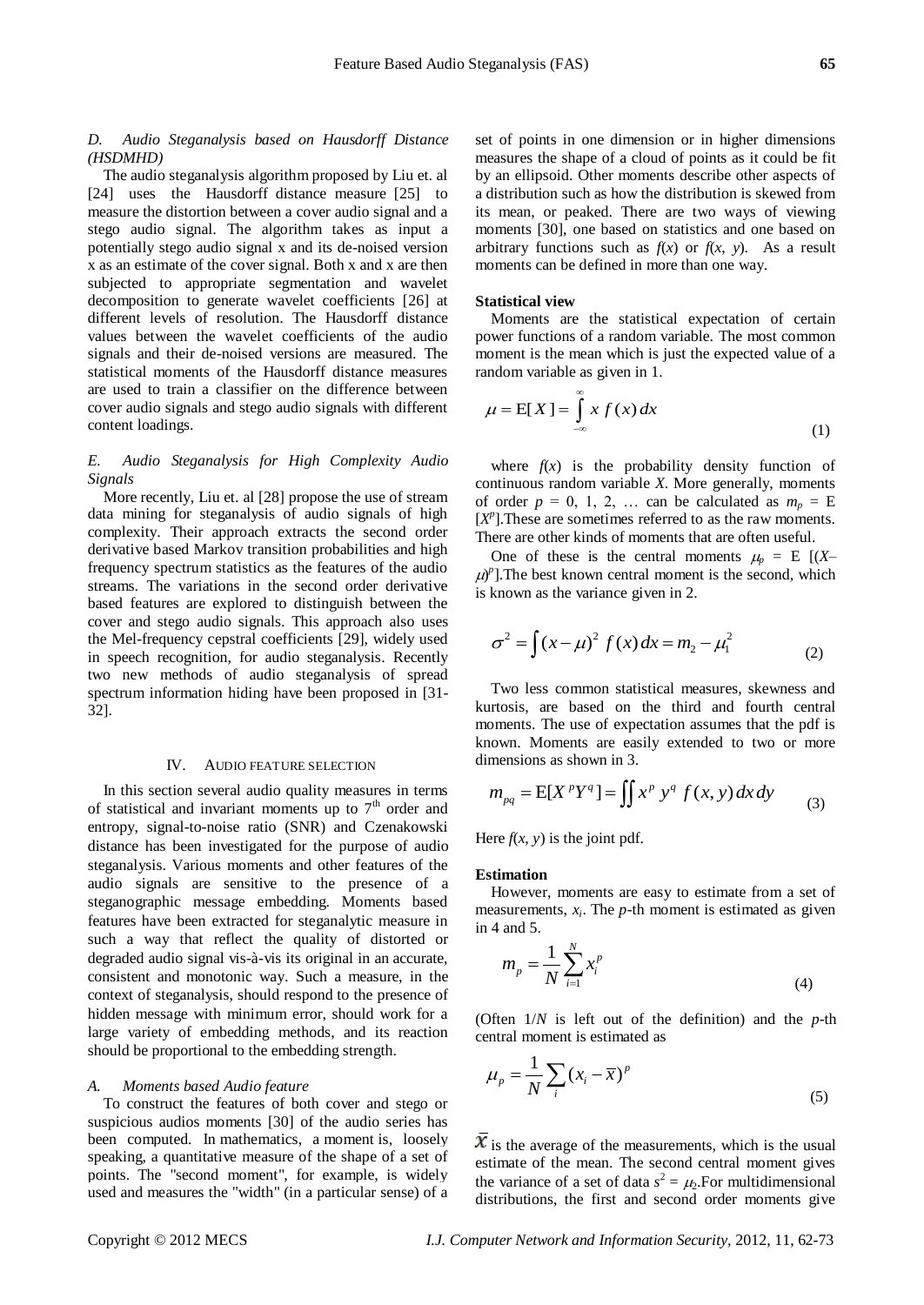### *D. Audio Steganalysis based on Hausdorff Distance (HSDMHD)*

The audio steganalysis algorithm proposed by Liu et. al [24] uses the Hausdorff distance measure [25] to measure the distortion between a cover audio signal and a stego audio signal. The algorithm takes as input a potentially stego audio signal x and its de-noised version x as an estimate of the cover signal. Both x and x are then subjected to appropriate segmentation and wavelet decomposition to generate wavelet coefficients [26] at different levels of resolution. The Hausdorff distance values between the wavelet coefficients of the audio signals and their de-noised versions are measured. The statistical moments of the Hausdorff distance measures are used to train a classifier on the difference between cover audio signals and stego audio signals with different content loadings.

### *E. Audio Steganalysis for High Complexity Audio Signals*

More recently, Liu et. al [28] propose the use of stream data mining for steganalysis of audio signals of high complexity. Their approach extracts the second order derivative based Markov transition probabilities and high frequency spectrum statistics as the features of the audio streams. The variations in the second order derivative based features are explored to distinguish between the cover and stego audio signals. This approach also uses the Mel-frequency cepstral coefficients [29], widely used in speech recognition, for audio steganalysis. Recently two new methods of audio steganalysis of spread spectrum information hiding have been proposed in [31-32].

## IV. AUDIO FEATURE SELECTION

In this section several audio quality measures in terms of statistical and invariant moments up to 7[th] order and entropy, signal-to-noise ratio (SNR) and Czenakowski distance has been investigated for the purpose of audio steganalysis. Various moments and other features of the audio signals are sensitive to the presence of a steganographic message embedding. Moments based features have been extracted for steganalytic measure in such a way that reflect the quality of distorted or degraded audio signal vis-à-vis its original in an accurate, consistent and monotonic way. Such a measure, in the context of steganalysis, should respond to the presence of hidden message with minimum error, should work for a large variety of embedding methods, and its reaction should be proportional to the embedding strength.

### *A. Moments based Audio feature*

To construct the features of both cover and stego or suspicious audios moments [30] of the audio series has been computed. In mathematics, a moment is, loosely speaking, a quantitative measure of the shape of a set of points. The "second moment", for example, is widely used and measures the "width" (in a particular sense) of a set of points in one dimension or in higher dimensions measures the shape of a cloud of points as it could be fit by an ellipsoid. Other moments describe other aspects of a distribution such as how the distribution is skewed from its mean, or peaked. There are two ways of viewing moments [30], one based on statistics and one based on arbitrary functions such as $f(x)$ or $f(x, y)$. As a result moments can be defined in more than one way.

**Statistical view**

Moments are the statistical expectation of certain power functions of a random variable. The most common moment is the mean which is just the expected value of a random variable as given in 1.

$$\mu = \mathrm{E}[X] = \int_{-\infty}^{\infty} x \, f(x)\, dx \tag{1}$$

where $f(x)$ is the probability density function of continuous random variable $X$. More generally, moments of order $p = 0, 1, 2, \ldots$ can be calculated as $m_p = \mathrm{E}[X^p]$.These are sometimes referred to as the raw moments. There are other kinds of moments that are often useful.

One of these is the central moments $\mu_p = \mathrm{E}[(X-\mu)^p]$.The best known central moment is the second, which is known as the variance given in 2.

$$\sigma^2 = \int (x-\mu)^2 \, f(x)\, dx = m_2 - \mu_1^2 \tag{2}$$

Two less common statistical measures, skewness and kurtosis, are based on the third and fourth central moments. The use of expectation assumes that the pdf is known. Moments are easily extended to two or more dimensions as shown in 3.

$$m_{pq} = \mathrm{E}[X^p Y^q] = \iint x^p \, y^q \, f(x, y)\, dx\, dy \tag{3}$$

Here $f(x, y)$ is the joint pdf.

**Estimation**

However, moments are easy to estimate from a set of measurements, $x_i$. The $p$-th moment is estimated as given in 4 and 5.

$$m_p = \frac{1}{N}\sum_{i=1}^{N} x_i^p \tag{4}$$

(Often $1/N$ is left out of the definition) and the $p$-th central moment is estimated as

$$\mu_p = \frac{1}{N}\sum_{i} (x_i - \bar{x})^p \tag{5}$$

$\bar{x}$ is the average of the measurements, which is the usual estimate of the mean. The second central moment gives the variance of a set of data $s^2 = \mu_2$.For multidimensional distributions, the first and second order moments give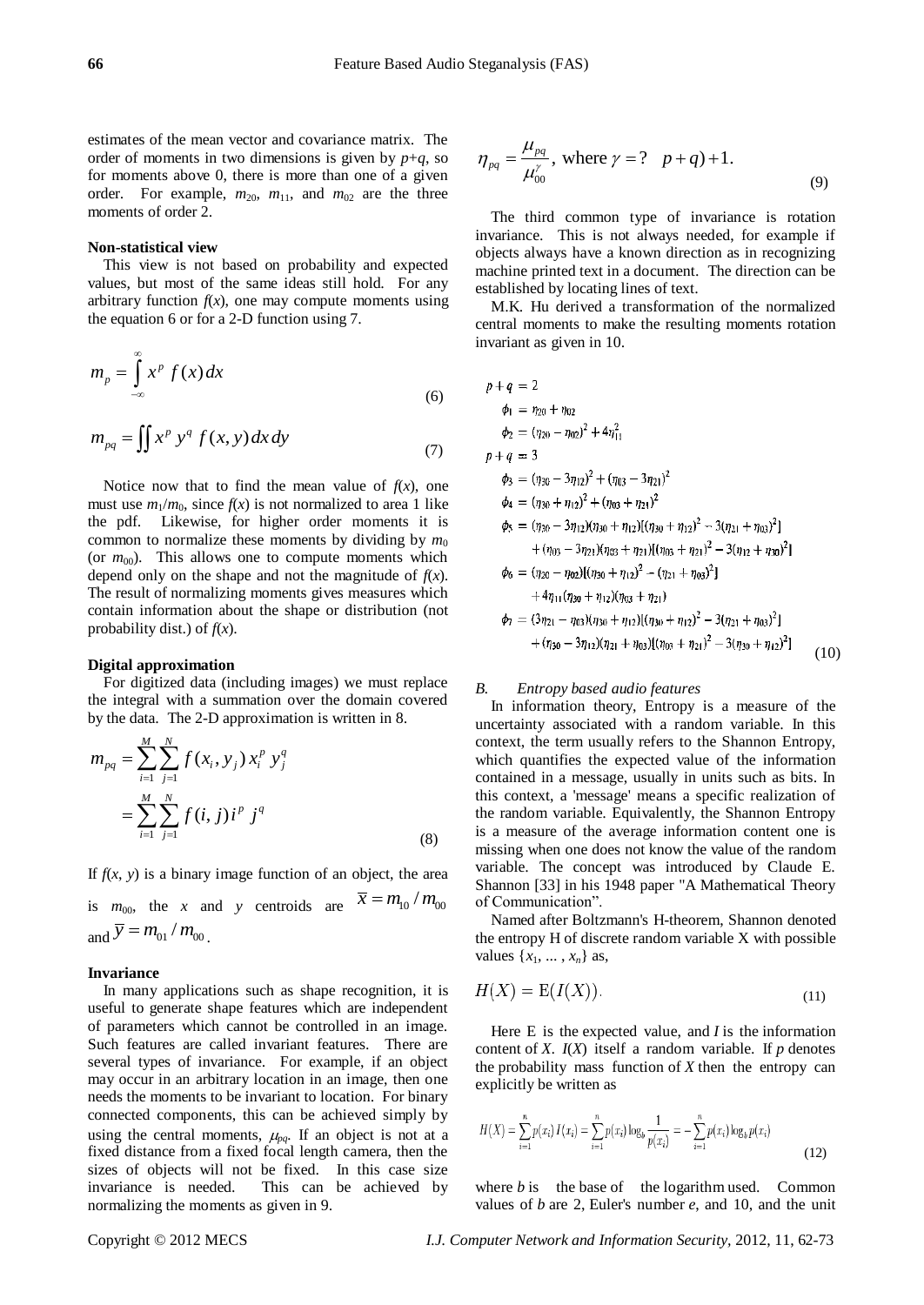estimates of the mean vector and covariance matrix. The order of moments in two dimensions is given by $p+q$, so for moments above 0, there is more than one of a given order. For example, $m_{20}$, $m_{11}$, and $m_{02}$ are the three moments of order 2.

**Non-statistical view**

This view is not based on probability and expected values, but most of the same ideas still hold. For any arbitrary function $f(x)$, one may compute moments using the equation 6 or for a 2-D function using 7.

$$m_p = \int_{-\infty}^{\infty} x^p \, f(x) \, dx \tag{6}$$

$$m_{pq} = \iint x^p \, y^q \, f(x, y) \, dx \, dy \tag{7}$$

Notice now that to find the mean value of $f(x)$, one must use $m_1/m_0$, since $f(x)$ is not normalized to area 1 like the pdf. Likewise, for higher order moments it is common to normalize these moments by dividing by $m_0$ (or $m_{00}$). This allows one to compute moments which depend only on the shape and not the magnitude of $f(x)$. The result of normalizing moments gives measures which contain information about the shape or distribution (not probability dist.) of $f(x)$.

**Digital approximation**

For digitized data (including images) we must replace the integral with a summation over the domain covered by the data. The 2-D approximation is written in 8.

$$\begin{aligned} m_{pq} &= \sum_{i=1}^{M} \sum_{j=1}^{N} f(x_i, y_j) \, x_i^p \, y_j^q \\ &= \sum_{i=1}^{M} \sum_{j=1}^{N} f(i, j) \, i^p \, j^q \end{aligned} \tag{8}$$

If $f(x, y)$ is a binary image function of an object, the area is $m_{00}$, the $x$ and $y$ centroids are $\bar{x} = m_{10} / m_{00}$ and $\bar{y} = m_{01} / m_{00}$.

**Invariance**

In many applications such as shape recognition, it is useful to generate shape features which are independent of parameters which cannot be controlled in an image. Such features are called invariant features. There are several types of invariance. For example, if an object may occur in an arbitrary location in an image, then one needs the moments to be invariant to location. For binary connected components, this can be achieved simply by using the central moments, $\mu_{pq}$. If an object is not at a fixed distance from a fixed focal length camera, then the sizes of objects will not be fixed. In this case size invariance is needed. This can be achieved by normalizing the moments as given in 9.

$$\eta_{pq} = \frac{\mu_{pq}}{\mu_{00}^{\gamma}}, \text{ where } \gamma = ? \quad p+q)+1. \tag{9}$$

The third common type of invariance is rotation invariance. This is not always needed, for example if objects always have a known direction as in recognizing machine printed text in a document. The direction can be established by locating lines of text.

M.K. Hu derived a transformation of the normalized central moments to make the resulting moments rotation invariant as given in 10.

$$\begin{aligned}
p+q &= 2 \\
\phi_1 &= \eta_{20} + \eta_{02} \\
\phi_2 &= (\eta_{20} - \eta_{02})^2 + 4\eta_{11}^2 \\
p+q &= 3 \\
\phi_3 &= (\eta_{30} - 3\eta_{12})^2 + (\eta_{03} - 3\eta_{21})^2 \\
\phi_4 &= (\eta_{30} + \eta_{12})^2 + (\eta_{03} + \eta_{21})^2 \\
\phi_5 &= (\eta_{30} - 3\eta_{12})(\eta_{30} + \eta_{12})[(\eta_{30} + \eta_{12})^2 - 3(\eta_{21} + \eta_{03})^2] \\
&\quad + (\eta_{03} - 3\eta_{21})(\eta_{03} + \eta_{21})[(\eta_{03} + \eta_{21})^2 - 3(\eta_{12} + \eta_{30})^2] \\
\phi_6 &= (\eta_{20} - \eta_{02})[(\eta_{30} + \eta_{12})^2 - (\eta_{21} + \eta_{03})^2] \\
&\quad + 4\eta_{11}(\eta_{30} + \eta_{12})(\eta_{03} + \eta_{21}) \\
\phi_7 &= (3\eta_{21} - \eta_{03})(\eta_{30} + \eta_{12})[(\eta_{30} + \eta_{12})^2 - 3(\eta_{21} + \eta_{03})^2] \\
&\quad + (\eta_{30} - 3\eta_{12})(\eta_{21} + \eta_{03})[(\eta_{03} + \eta_{21})^2 - 3(\eta_{30} + \eta_{12})^2]
\end{aligned} \tag{10}$$

### *B. Entropy based audio features*

In information theory, Entropy is a measure of the uncertainty associated with a random variable. In this context, the term usually refers to the Shannon Entropy, which quantifies the expected value of the information contained in a message, usually in units such as bits. In this context, a 'message' means a specific realization of the random variable. Equivalently, the Shannon Entropy is a measure of the average information content one is missing when one does not know the value of the random variable. The concept was introduced by Claude E. Shannon [33] in his 1948 paper "A Mathematical Theory of Communication".

Named after Boltzmann's H-theorem, Shannon denoted the entropy H of discrete random variable X with possible values $\{x_1, \ldots, x_n\}$ as,

$$H(X) = \mathrm{E}(I(X)). \tag{11}$$

Here E is the expected value, and $I$ is the information content of $X$. $I(X)$ itself a random variable. If $p$ denotes the probability mass function of $X$ then the entropy can explicitly be written as

$$H(X) = \sum_{i=1}^{n} p(x_i) \, I(x_i) = \sum_{i=1}^{n} p(x_i) \log_b \frac{1}{p(x_i)} = -\sum_{i=1}^{n} p(x_i) \log_b p(x_i) \tag{12}$$

where $b$ is the base of the logarithm used. Common values of $b$ are 2, Euler's number $e$, and 10, and the unit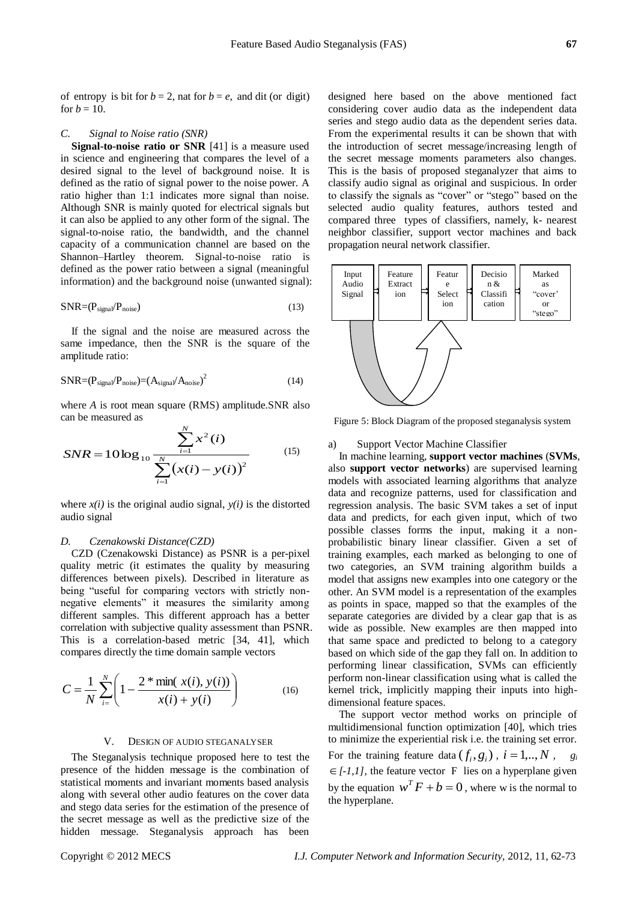of entropy is bit for $b = 2$, nat for $b = e$, and dit (or digit) for $b = 10$.

### C. Signal to Noise ratio (SNR)

**Signal-to-noise ratio or SNR** [41] is a measure used in science and engineering that compares the level of a desired signal to the level of background noise. It is defined as the ratio of signal power to the noise power. A ratio higher than 1:1 indicates more signal than noise. Although SNR is mainly quoted for electrical signals but it can also be applied to any other form of the signal. The signal-to-noise ratio, the bandwidth, and the channel capacity of a communication channel are based on the Shannon–Hartley theorem. Signal-to-noise ratio is defined as the power ratio between a signal (meaningful information) and the background noise (unwanted signal):

$$SNR=(P_{signal}/P_{noise}) \tag{13}$$

If the signal and the noise are measured across the same impedance, then the SNR is the square of the amplitude ratio:

$$SNR=(P_{signal}/P_{noise})=(A_{signal}/A_{noise})^2 \tag{14}$$

where $A$ is root mean square (RMS) amplitude.SNR also can be measured as

$$SNR = 10\log_{10} \frac{\sum_{i=1}^{N} x^2(i)}{\sum_{i=1}^{N} \left(x(i) - y(i)\right)^2} \tag{15}$$

where $x(i)$ is the original audio signal, $y(i)$ is the distorted audio signal

### D. Czenakowski Distance(CZD)

CZD (Czenakowski Distance) as PSNR is a per-pixel quality metric (it estimates the quality by measuring differences between pixels). Described in literature as being "useful for comparing vectors with strictly non-negative elements" it measures the similarity among different samples. This different approach has a better correlation with subjective quality assessment than PSNR. This is a correlation-based metric [34, 41], which compares directly the time domain sample vectors

$$C = \frac{1}{N} \sum_{i=}^{N} \left( 1 - \frac{2 * \min(x(i), y(i))}{x(i) + y(i)} \right) \tag{16}$$

## V. Design of Audio Steganalyser

The Steganalysis technique proposed here to test the presence of the hidden message is the combination of statistical moments and invariant moments based analysis along with several other audio features on the cover data and stego data series for the estimation of the presence of the secret message as well as the predictive size of the hidden message. Steganalysis approach has been designed here based on the above mentioned fact considering cover audio data as the independent data series and stego audio data as the dependent series data. From the experimental results it can be shown that with the introduction of secret message/increasing length of the secret message moments parameters also changes. This is the basis of proposed steganalyzer that aims to classify audio signal as original and suspicious. In order to classify the signals as "cover" or "stego" based on the selected audio quality features, authors tested and compared three types of classifiers, namely, k- nearest neighbor classifier, support vector machines and back propagation neural network classifier.

Input Audio Signal → Feature Extraction → Feature Selection → Decision & Classification → Marked as "cover" or "stego"

Figure 5: Block Diagram of the proposed steganalysis system

#### a) Support Vector Machine Classifier

In machine learning, **support vector machines** (**SVMs**, also **support vector networks**) are supervised learning models with associated learning algorithms that analyze data and recognize patterns, used for classification and regression analysis. The basic SVM takes a set of input data and predicts, for each given input, which of two possible classes forms the input, making it a non-probabilistic binary linear classifier. Given a set of training examples, each marked as belonging to one of two categories, an SVM training algorithm builds a model that assigns new examples into one category or the other. An SVM model is a representation of the examples as points in space, mapped so that the examples of the separate categories are divided by a clear gap that is as wide as possible. New examples are then mapped into that same space and predicted to belong to a category based on which side of the gap they fall on. In addition to performing linear classification, SVMs can efficiently perform non-linear classification using what is called the kernel trick, implicitly mapping their inputs into high-dimensional feature spaces.

The support vector method works on principle of multidimensional function optimization [40], which tries to minimize the experiential risk i.e. the training set error. For the training feature data $(f_i, g_i)$, $i = 1,..,N$, $g_i \in [-1,1]$, the feature vector F lies on a hyperplane given by the equation $w^T F + b = 0$, where w is the normal to the hyperplane.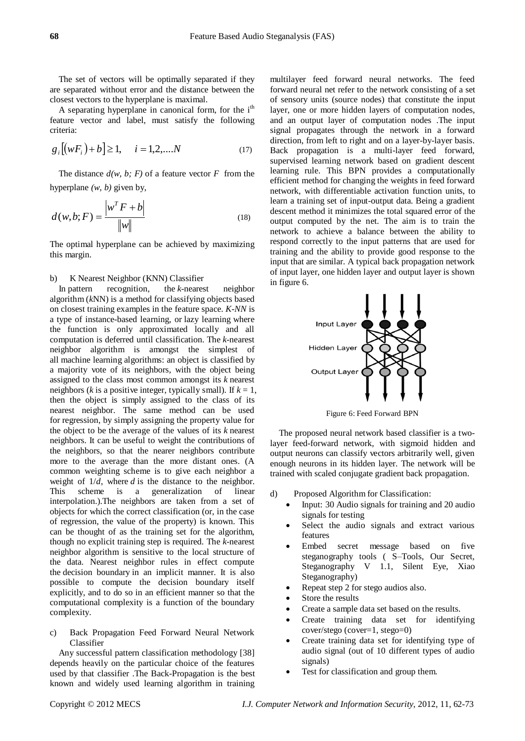The set of vectors will be optimally separated if they are separated without error and the distance between the closest vectors to the hyperplane is maximal.

A separating hyperplane in canonical form, for the i[th] feature vector and label, must satisfy the following criteria:

$$g_i\left[(wF_i)+b\right]\geq 1, \quad i=1,2,....N \tag{17}$$

The distance $d(w, b; F)$ of a feature vector $F$ from the hyperplane $(w, b)$ given by,

$$d(w,b;F)=\frac{\left|w^T F+b\right|}{\|w\|} \tag{18}$$

The optimal hyperplane can be achieved by maximizing this margin.

b) K Nearest Neighbor (KNN) Classifier

In pattern recognition, the *k*-nearest neighbor algorithm (*k*NN) is a method for classifying objects based on closest training examples in the feature space. *K-NN* is a type of instance-based learning, or lazy learning where the function is only approximated locally and all computation is deferred until classification. The *k*-nearest neighbor algorithm is amongst the simplest of all machine learning algorithms: an object is classified by a majority vote of its neighbors, with the object being assigned to the class most common amongst its *k* nearest neighbors (*k* is a positive integer, typically small). If $k = 1$, then the object is simply assigned to the class of its nearest neighbor. The same method can be used for regression, by simply assigning the property value for the object to be the average of the values of its *k* nearest neighbors. It can be useful to weight the contributions of the neighbors, so that the nearer neighbors contribute more to the average than the more distant ones. (A common weighting scheme is to give each neighbor a weight of $1/d$, where $d$ is the distance to the neighbor. This scheme is a generalization of linear interpolation.).The neighbors are taken from a set of objects for which the correct classification (or, in the case of regression, the value of the property) is known. This can be thought of as the training set for the algorithm, though no explicit training step is required. The *k*-nearest neighbor algorithm is sensitive to the local structure of the data. Nearest neighbor rules in effect compute the decision boundary in an implicit manner. It is also possible to compute the decision boundary itself explicitly, and to do so in an efficient manner so that the computational complexity is a function of the boundary complexity.

c) Back Propagation Feed Forward Neural Network Classifier

Any successful pattern classification methodology [38] depends heavily on the particular choice of the features used by that classifier .The Back-Propagation is the best known and widely used learning algorithm in training multilayer feed forward neural networks. The feed forward neural net refer to the network consisting of a set of sensory units (source nodes) that constitute the input layer, one or more hidden layers of computation nodes, and an output layer of computation nodes .The input signal propagates through the network in a forward direction, from left to right and on a layer-by-layer basis. Back propagation is a multi-layer feed forward, supervised learning network based on gradient descent learning rule. This BPN provides a computationally efficient method for changing the weights in feed forward network, with differentiable activation function units, to learn a training set of input-output data. Being a gradient descent method it minimizes the total squared error of the output computed by the net. The aim is to train the network to achieve a balance between the ability to respond correctly to the input patterns that are used for training and the ability to provide good response to the input that are similar. A typical back propagation network of input layer, one hidden layer and output layer is shown in figure 6.

Input Layer
Hidden Layer
Output Layer

Figure 6: Feed Forward BPN

The proposed neural network based classifier is a two-layer feed-forward network, with sigmoid hidden and output neurons can classify vectors arbitrarily well, given enough neurons in its hidden layer. The network will be trained with scaled conjugate gradient back propagation.

d) Proposed Algorithm for Classification:

- Input: 30 Audio signals for training and 20 audio signals for testing
- Select the audio signals and extract various features
- Embed secret message based on five steganography tools ( S–Tools, Our Secret, Steganography V 1.1, Silent Eye, Xiao Steganography)
- Repeat step 2 for stego audios also.
- Store the results
- Create a sample data set based on the results.
- Create training data set for identifying cover/stego (cover=1, stego=0)
- Create training data set for identifying type of audio signal (out of 10 different types of audio signals)
- Test for classification and group them.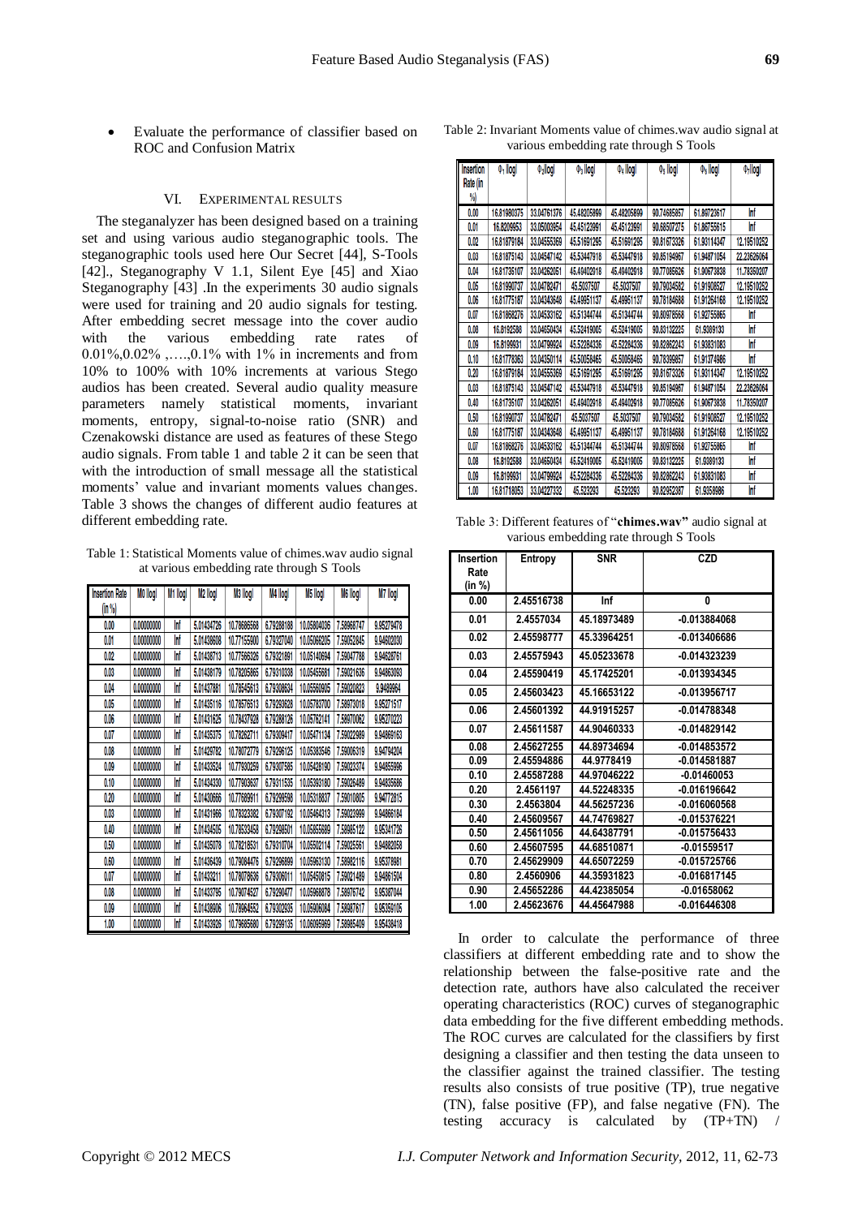- Evaluate the performance of classifier based on ROC and Confusion Matrix

## VI. Experimental Results

The steganalyzer has been designed based on a training set and using various audio steganographic tools. The steganographic tools used here Our Secret [44], S-Tools [42]., Steganography V 1.1, Silent Eye [45] and Xiao Steganography [43] .In the experiments 30 audio signals were used for training and 20 audio signals for testing. After embedding secret message into the cover audio with the various embedding rate rates of 0.01%,0.02% ,….,0.1% with 1% in increments and from 10% to 100% with 10% increments at various Stego audios has been created. Several audio quality measure parameters namely statistical moments, invariant moments, entropy, signal-to-noise ratio (SNR) and Czenakowski distance are used as features of these Stego audio signals. From table 1 and table 2 it can be seen that with the introduction of small message all the statistical moments' value and invariant moments values changes. Table 3 shows the changes of different audio features at different embedding rate.

Table 1: Statistical Moments value of chimes.wav audio signal at various embedding rate through S Tools

| Insertion Rate (in %) | M0 llogl | M1 llogl | M2 llogl | M3 llogl | M4 llogl | M5 llogl | M6 llogl | M7 llogl |
|---|---|---|---|---|---|---|---|---|
| 0.00 | 0.00000000 | Inf | 5.01434726 | 10.78606568 | 6.79298188 | 10.05604036 | 7.58968747 | 9.95279478 |
| 0.01 | 0.00000000 | Inf | 5.01438608 | 10.77155900 | 6.79327040 | 10.05069205 | 7.59052845 | 9.94602030 |
| 0.02 | 0.00000000 | Inf | 5.01438713 | 10.77566326 | 6.79321891 | 10.05140694 | 7.59047788 | 9.94628761 |
| 0.03 | 0.00000000 | Inf | 5.01438179 | 10.78205865 | 6.79310338 | 10.05455681 | 7.59021636 | 9.94863093 |
| 0.04 | 0.00000000 | Inf | 5.01437861 | 10.78545613 | 6.79308634 | 10.05560905 | 7.59020823 | 9.9489964 |
| 0.05 | 0.00000000 | Inf | 5.01435116 | 10.78576513 | 6.79293628 | 10.05783700 | 7.58973018 | 9.95271517 |
| 0.06 | 0.00000000 | Inf | 5.01431625 | 10.78437928 | 6.79288126 | 10.05762141 | 7.58970062 | 9.95270223 |
| 0.07 | 0.00000000 | Inf | 5.01435375 | 10.78262711 | 6.79309417 | 10.05471134 | 7.59022999 | 9.94869163 |
| 0.08 | 0.00000000 | Inf | 5.01429782 | 10.78072779 | 6.79296125 | 10.05383546 | 7.59006319 | 9.94794204 |
| 0.09 | 0.00000000 | Inf | 5.01433524 | 10.77930259 | 6.79307585 | 10.05428190 | 7.59023374 | 9.94855996 |
| 0.10 | 0.00000000 | Inf | 5.01434330 | 10.77903637 | 6.79311535 | 10.05393180 | 7.59026489 | 9.94835686 |
| 0.20 | 0.00000000 | Inf | 5.01430666 | 10.77869911 | 6.79299598 | 10.05318837 | 7.59010805 | 9.94772815 |
| 0.03 | 0.00000000 | Inf | 5.01431966 | 10.78323382 | 6.79307192 | 10.05464313 | 7.59023999 | 9.94866184 |
| 0.40 | 0.00000000 | Inf | 5.01434505 | 10.78533458 | 6.79298501 | 10.05655699 | 7.58985122 | 9.95341726 |
| 0.50 | 0.00000000 | Inf | 5.01435078 | 10.78218531 | 6.79310704 | 10.05502114 | 7.59025561 | 9.94882058 |
| 0.60 | 0.00000000 | Inf | 5.01436439 | 10.79084476 | 6.79296899 | 10.05963130 | 7.58982116 | 9.95378981 |
| 0.07 | 0.00000000 | Inf | 5.01433211 | 10.78078636 | 6.79306011 | 10.05450815 | 7.59021489 | 9.94861504 |
| 0.08 | 0.00000000 | Inf | 5.01433795 | 10.79074527 | 6.79290477 | 10.05968878 | 7.58976742 | 9.95387044 |
| 0.09 | 0.00000000 | Inf | 5.01438906 | 10.78964552 | 6.79302935 | 10.05906084 | 7.58987617 | 9.95359105 |
| 1.00 | 0.00000000 | Inf | 5.01433926 | 10.79685680 | 6.79299135 | 10.06095969 | 7.58985409 | 9.95438418 |

Table 2: Invariant Moments value of chimes.wav audio signal at various embedding rate through S Tools

| Insertion Rate (in %) | $\Phi_1$ llogl | $\Phi_2$ llogl | $\Phi_3$ llogl | $\Phi_4$ llogl | $\Phi_5$ llogl | $\Phi_6$ llogl | $\Phi_7$ llogl |
|---|---|---|---|---|---|---|---|
| 0.00 | 16.81980375 | 33.04761376 | 45.48205899 | 45.48205899 | 90.74685857 | 61.89723617 | Inf |
| 0.01 | 16.8209953 | 33.05003954 | 45.45123991 | 45.45123991 | 90.68507275 | 61.86755615 | Inf |
| 0.02 | 16.81879184 | 33.04555369 | 45.51691295 | 45.51691295 | 90.81673326 | 61.93114347 | 12.19510252 |
| 0.03 | 16.81875143 | 33.04547142 | 45.53447918 | 45.53447918 | 90.85194967 | 61.94871054 | 22.23626064 |
| 0.04 | 16.81735107 | 33.04262051 | 45.49402918 | 45.49402918 | 90.77085626 | 61.90673838 | 11.78350207 |
| 0.05 | 16.81990737 | 33.04782471 | 45.5037507 | 45.5037507 | 90.79034582 | 61.91908527 | 12.19510252 |
| 0.06 | 16.81775187 | 33.04343648 | 45.49951137 | 45.49951137 | 90.78184688 | 61.91264168 | 12.19510252 |
| 0.07 | 16.81868276 | 33.04533162 | 45.51344744 | 45.51344744 | 90.80978568 | 61.92755865 | Inf |
| 0.08 | 16.8192588 | 33.04650434 | 45.52419005 | 45.52419005 | 90.83132225 | 61.9389133 | Inf |
| 0.09 | 16.8199931 | 33.04799924 | 45.52284336 | 45.52284336 | 90.82862243 | 61.93831083 | Inf |
| 0.10 | 16.81778363 | 33.04350114 | 45.50058465 | 45.50058465 | 90.78399857 | 61.91374986 | Inf |
| 0.20 | 16.81879184 | 33.04555369 | 45.51691295 | 45.51691295 | 90.81673326 | 61.93114347 | 12.19510252 |
| 0.30 | 16.81875143 | 33.04547142 | 45.53447918 | 45.53447918 | 90.85194967 | 61.94871054 | 22.23626064 |
| 0.40 | 16.81735107 | 33.04262051 | 45.49402918 | 45.49402918 | 90.77085626 | 61.90673838 | 11.78350207 |
| 0.50 | 16.81990737 | 33.04782471 | 45.5037507 | 45.5037507 | 90.79034582 | 61.91908527 | 12.19510252 |
| 0.60 | 16.81775187 | 33.04343648 | 45.49951137 | 45.49951137 | 90.78184688 | 61.91264168 | 12.19510252 |
| 0.70 | 16.81868276 | 33.04533162 | 45.51344744 | 45.51344744 | 90.80978568 | 61.92755865 | Inf |
| 0.08 | 16.8192588 | 33.04650434 | 45.52419005 | 45.52419005 | 90.83132225 | 61.9389133 | Inf |
| 0.09 | 16.8199931 | 33.04799924 | 45.52284336 | 45.52284336 | 90.82862243 | 61.93831083 | Inf |
| 1.00 | 16.81718053 | 33.04227332 | 45.523293 | 45.523293 | 90.82952387 | 61.9358986 | Inf |

Table 3: Different features of "**chimes.wav**" audio signal at various embedding rate through S Tools

| Insertion Rate (in %) | Entropy | SNR | CZD |
|---|---|---|---|
| 0.00 | 2.45516738 | Inf | 0 |
| 0.01 | 2.4557034 | 45.18973489 | -0.013884068 |
| 0.02 | 2.45598777 | 45.33964251 | -0.013406686 |
| 0.03 | 2.45575943 | 45.05233678 | -0.014323239 |
| 0.04 | 2.45590419 | 45.17425201 | -0.013934345 |
| 0.05 | 2.45603423 | 45.16653122 | -0.013956717 |
| 0.06 | 2.45601392 | 44.91915257 | -0.014788348 |
| 0.07 | 2.45611587 | 44.90460333 | -0.014829142 |
| 0.08 | 2.45627255 | 44.89734694 | -0.014853572 |
| 0.09 | 2.45594886 | 44.9778419 | -0.014581887 |
| 0.10 | 2.45587288 | 44.97046222 | -0.01460053 |
| 0.20 | 2.4561197 | 44.52248335 | -0.016196642 |
| 0.30 | 2.4563804 | 44.56257236 | -0.016060568 |
| 0.40 | 2.45609567 | 44.74769827 | -0.015376221 |
| 0.50 | 2.45611056 | 44.64387791 | -0.015756433 |
| 0.60 | 2.45607595 | 44.68510871 | -0.01559517 |
| 0.70 | 2.45629909 | 44.65072259 | -0.015725766 |
| 0.80 | 2.4560906 | 44.35931823 | -0.016817145 |
| 0.90 | 2.45652286 | 44.42385054 | -0.01658062 |
| 1.00 | 2.45623676 | 44.45647988 | -0.016446308 |

In order to calculate the performance of three classifiers at different embedding rate and to show the relationship between the false-positive rate and the detection rate, authors have also calculated the receiver operating characteristics (ROC) curves of steganographic data embedding for the five different embedding methods. The ROC curves are calculated for the classifiers by first designing a classifier and then testing the data unseen to the classifier against the trained classifier. The testing results also consists of true positive (TP), true negative (TN), false positive (FP), and false negative (FN). The testing accuracy is calculated by (TP+TN) /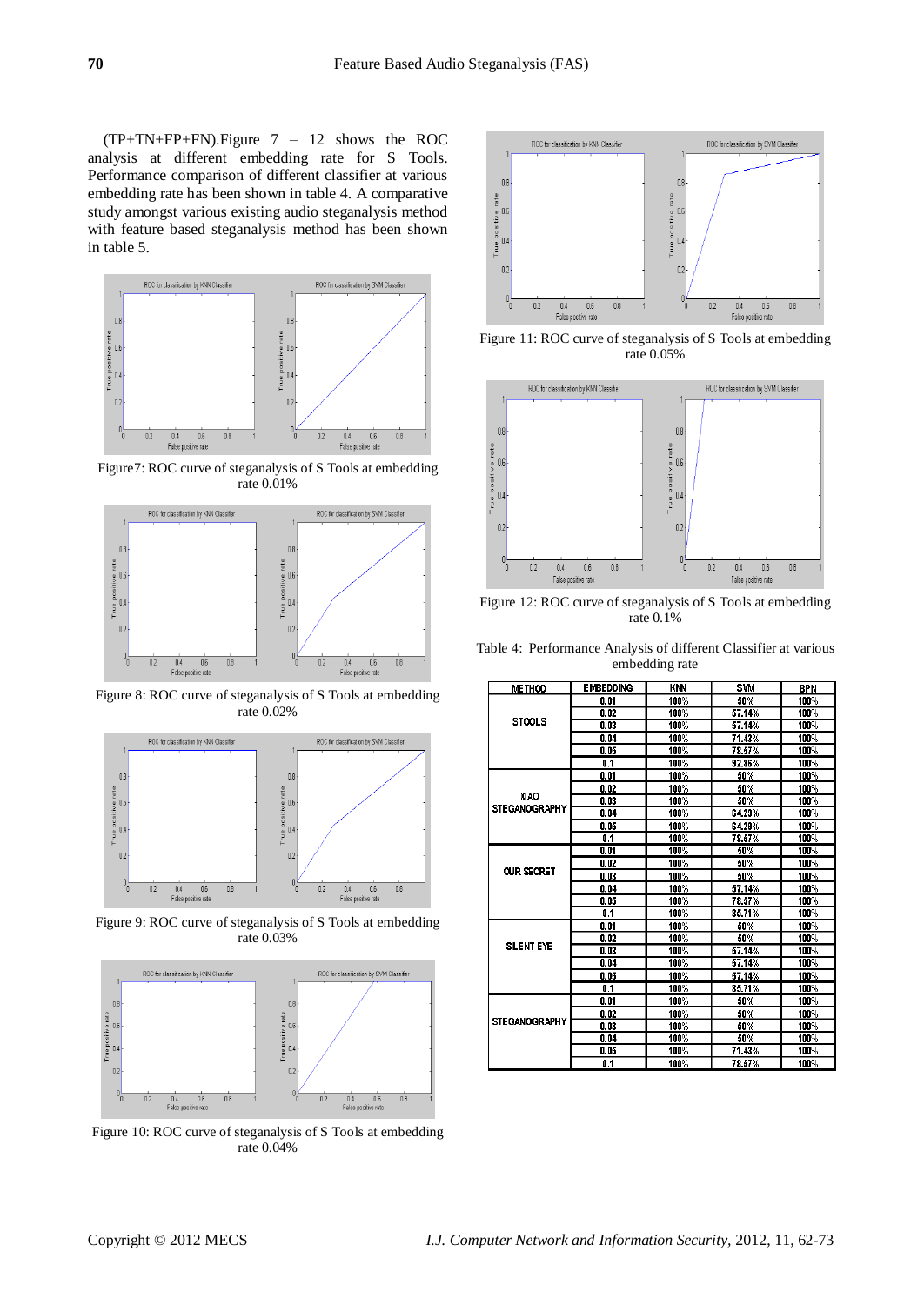(TP+TN+FP+FN).Figure 7 – 12 shows the ROC analysis at different embedding rate for S Tools. Performance comparison of different classifier at various embedding rate has been shown in table 4. A comparative study amongst various existing audio steganalysis method with feature based steganalysis method has been shown in table 5.

Figure7: ROC curve of steganalysis of S Tools at embedding rate 0.01%

Figure 8: ROC curve of steganalysis of S Tools at embedding rate 0.02%

Figure 9: ROC curve of steganalysis of S Tools at embedding rate 0.03%

Figure 10: ROC curve of steganalysis of S Tools at embedding rate 0.04%

Figure 11: ROC curve of steganalysis of S Tools at embedding rate 0.05%

Figure 12: ROC curve of steganalysis of S Tools at embedding rate 0.1%

Table 4: Performance Analysis of different Classifier at various embedding rate

| METHOD | EMBEDDING | KNN | SVM | BPN |
|---|---|---|---|---|
| STOOLS | 0.01 | 100% | 50% | 100% |
| | 0.02 | 100% | 57.14% | 100% |
| | 0.03 | 100% | 57.14% | 100% |
| | 0.04 | 100% | 71.43% | 100% |
| | 0.05 | 100% | 78.57% | 100% |
| | 0.1 | 100% | 92.86% | 100% |
| XIAO STEGANOGRAPHY | 0.01 | 100% | 50% | 100% |
| | 0.02 | 100% | 50% | 100% |
| | 0.03 | 100% | 50% | 100% |
| | 0.04 | 100% | 64.29% | 100% |
| | 0.05 | 100% | 64.29% | 100% |
| | 0.1 | 100% | 78.57% | 100% |
| OUR SECRET | 0.01 | 100% | 50% | 100% |
| | 0.02 | 100% | 50% | 100% |
| | 0.03 | 100% | 50% | 100% |
| | 0.04 | 100% | 57.14% | 100% |
| | 0.05 | 100% | 78.57% | 100% |
| | 0.1 | 100% | 85.71% | 100% |
| SILENT EYE | 0.01 | 100% | 50% | 100% |
| | 0.02 | 100% | 50% | 100% |
| | 0.03 | 100% | 57.14% | 100% |
| | 0.04 | 100% | 57.14% | 100% |
| | 0.05 | 100% | 57.14% | 100% |
| | 0.1 | 100% | 85.71% | 100% |
| STEGANOGRAPHY | 0.01 | 100% | 50% | 100% |
| | 0.02 | 100% | 50% | 100% |
| | 0.03 | 100% | 50% | 100% |
| | 0.04 | 100% | 50% | 100% |
| | 0.05 | 100% | 71.43% | 100% |
| | 0.1 | 100% | 78.57% | 100% |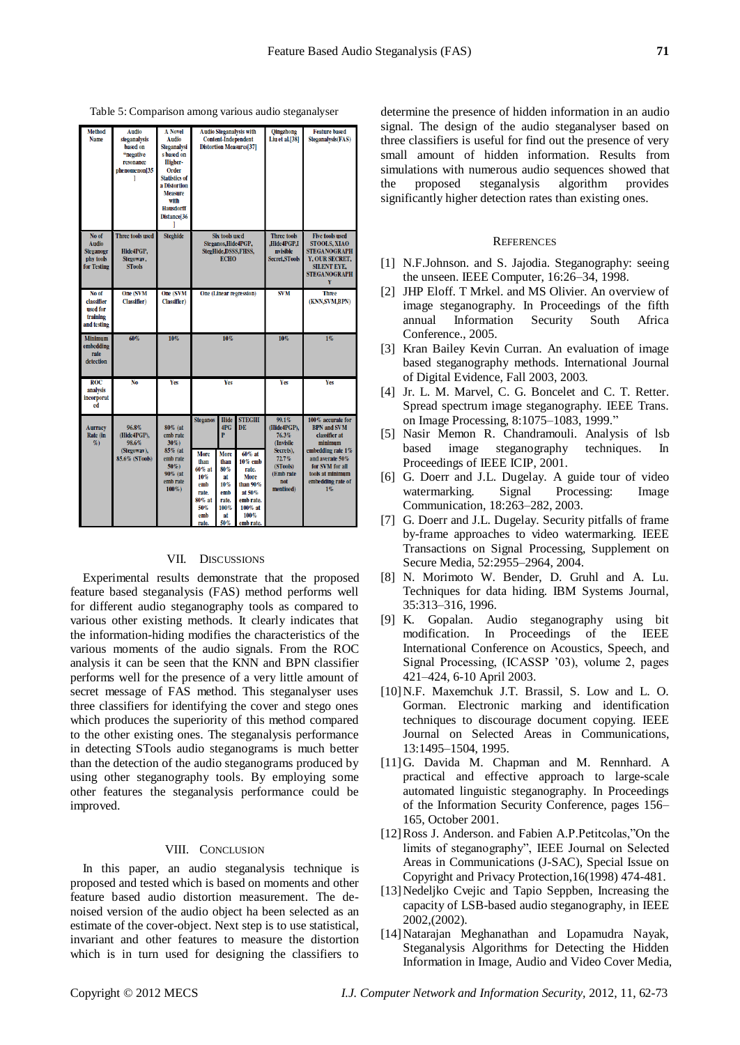Table 5: Comparison among various audio steganalyser

| Method Name | Audio steganalysis based on "negative resonance phenomenon[35] | A Novel Audio Steganalysis based on Higher-Order Statistics of a Distortion Measure with Hausdorff Distance[36] | Audio Steganalysis with Content-Independent Distortion Measures[37] | | | Qingzhong Liu et al.[38] | Feature based Steganalysis(FAS) |
|---|---|---|---|---|---|---|---|
| No of Audio Steganography tools for Testing | Three tools used Hide4PGP, Stegowav, STools | Steghide | Six tools used Steganos,Hide4PGP, StegHide,DSSS,FHSS, ECHO | | | Three tools ,Hide4PGP,Invisible Secret,STools | Five tools used STOOLS,XIAO STEGANOGRAPHY, OUR SECRET, SILENT EYE, STEGANOGRAPHY |
| No of classifier used for training and testing | One (SVM Classifier) | One (SVM Classifier) | One (Linear regression) | | | SVM | Three (KNN,SVM,BPN) |
| Minimum embedding rate detection | 60% | 10% | 10% | | | 10% | 1% |
| ROC analysis incorporated | No | Yes | Yes | | | Yes | Yes |
| Accuracy Rate (in %) | 96.8% (Hide4PGP), 98.6% (Stegowav), 85.6% (STools) | 80% (at emb rate 30%) 85% (at emb rate 50%) 90% (at emb rate 100%) | Steganos | Hide4PGP | STEGHIDE | 99.1% (Hide4PGP), 76.3% (Invisible Secrets), 72.7% (STools) (Emb rate not mentioned) | 100% accurate for BPN and SVM classifier at minimum embedding rate 1% and averate 50% for SVM for all tools at minimum embedding rate of 1% |
| | | | More than 60% at 10% emb rate. 80% at 50% emb rate. | More than 80% at 10% emb rate. 100% at 50% | 60% at 10% emb rate. More than 90% at 50% emb rate. 100% at 100% emb rate. | | |

## VII. DISCUSSIONS

Experimental results demonstrate that the proposed feature based steganalysis (FAS) method performs well for different audio steganography tools as compared to various other existing methods. It clearly indicates that the information-hiding modifies the characteristics of the various moments of the audio signals. From the ROC analysis it can be seen that the KNN and BPN classifier performs well for the presence of a very little amount of secret message of FAS method. This steganalyser uses three classifiers for identifying the cover and stego ones which produces the superiority of this method compared to the other existing ones. The steganalysis performance in detecting STools audio steganograms is much better than the detection of the audio steganograms produced by using other steganography tools. By employing some other features the steganalysis performance could be improved.

## VIII. CONCLUSION

In this paper, an audio steganalysis technique is proposed and tested which is based on moments and other feature based audio distortion measurement. The de-noised version of the audio object ha been selected as an estimate of the cover-object. Next step is to use statistical, invariant and other features to measure the distortion which is in turn used for designing the classifiers to determine the presence of hidden information in an audio signal. The design of the audio steganalyser based on three classifiers is useful for find out the presence of very small amount of hidden information. Results from simulations with numerous audio sequences showed that the proposed steganalysis algorithm provides significantly higher detection rates than existing ones.

## REFERENCES

[1] N.F.Johnson. and S. Jajodia. Steganography: seeing the unseen. IEEE Computer, 16:26–34, 1998.

[2] JHP Eloff. T Mrkel. and MS Olivier. An overview of image steganography. In Proceedings of the fifth annual Information Security South Africa Conference., 2005.

[3] Kran Bailey Kevin Curran. An evaluation of image based steganography methods. International Journal of Digital Evidence, Fall 2003, 2003.

[4] Jr. L. M. Marvel, C. G. Boncelet and C. T. Retter. Spread spectrum image steganography. IEEE Trans. on Image Processing, 8:1075–1083, 1999."

[5] Nasir Memon R. Chandramouli. Analysis of lsb based image steganography techniques. In Proceedings of IEEE ICIP, 2001.

[6] G. Doerr and J.L. Dugelay. A guide tour of video watermarking. Signal Processing: Image Communication, 18:263–282, 2003.

[7] G. Doerr and J.L. Dugelay. Security pitfalls of frame by-frame approaches to video watermarking. IEEE Transactions on Signal Processing, Supplement on Secure Media, 52:2955–2964, 2004.

[8] N. Morimoto W. Bender, D. Gruhl and A. Lu. Techniques for data hiding. IBM Systems Journal, 35:313–316, 1996.

[9] K. Gopalan. Audio steganography using bit modification. In Proceedings of the IEEE International Conference on Acoustics, Speech, and Signal Processing, (ICASSP '03), volume 2, pages 421–424, 6-10 April 2003.

[10] N.F. Maxemchuk J.T. Brassil, S. Low and L. O. Gorman. Electronic marking and identification techniques to discourage document copying. IEEE Journal on Selected Areas in Communications, 13:1495–1504, 1995.

[11] G. Davida M. Chapman and M. Rennhard. A practical and effective approach to large-scale automated linguistic steganography. In Proceedings of the Information Security Conference, pages 156–165, October 2001.

[12] Ross J. Anderson. and Fabien A.P.Petitcolas,"On the limits of steganography", IEEE Journal on Selected Areas in Communications (J-SAC), Special Issue on Copyright and Privacy Protection,16(1998) 474-481.

[13] Nedeljko Cvejic and Tapio Seppben, Increasing the capacity of LSB-based audio steganography, in IEEE 2002,(2002).

[14] Natarajan Meghanathan and Lopamudra Nayak, Steganalysis Algorithms for Detecting the Hidden Information in Image, Audio and Video Cover Media,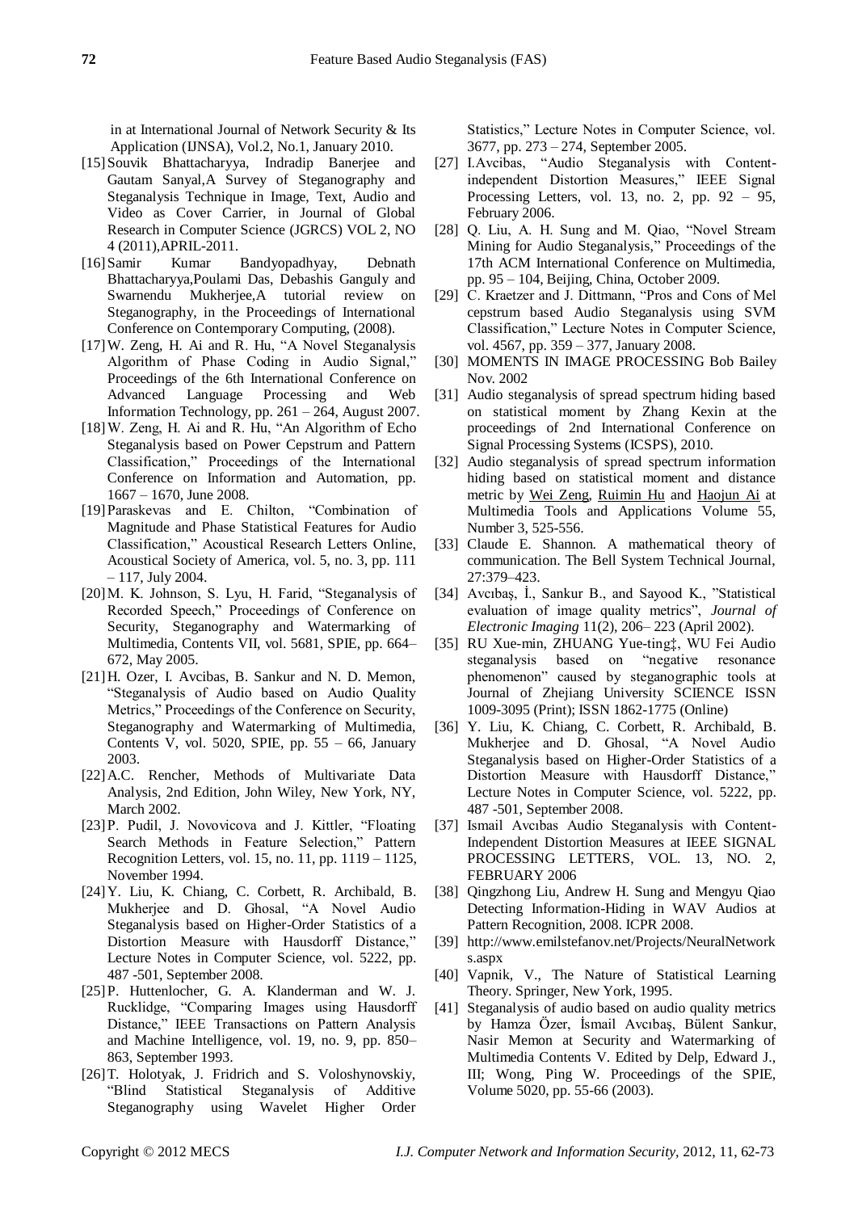in at International Journal of Network Security & Its Application (IJNSA), Vol.2, No.1, January 2010.

[15] Souvik Bhattacharyya, Indradip Banerjee and Gautam Sanyal,A Survey of Steganography and Steganalysis Technique in Image, Text, Audio and Video as Cover Carrier, in Journal of Global Research in Computer Science (JGRCS) VOL 2, NO 4 (2011),APRIL-2011.

[16] Samir Kumar Bandyopadhyay, Debnath Bhattacharyya,Poulami Das, Debashis Ganguly and Swarnendu Mukherjee,A tutorial review on Steganography, in the Proceedings of International Conference on Contemporary Computing, (2008).

[17] W. Zeng, H. Ai and R. Hu, "A Novel Steganalysis Algorithm of Phase Coding in Audio Signal," Proceedings of the 6th International Conference on Advanced Language Processing and Web Information Technology, pp. 261 – 264, August 2007.

[18] W. Zeng, H. Ai and R. Hu, "An Algorithm of Echo Steganalysis based on Power Cepstrum and Pattern Classification," Proceedings of the International Conference on Information and Automation, pp. 1667 – 1670, June 2008.

[19] Paraskevas and E. Chilton, "Combination of Magnitude and Phase Statistical Features for Audio Classification," Acoustical Research Letters Online, Acoustical Society of America, vol. 5, no. 3, pp. 111 – 117, July 2004.

[20] M. K. Johnson, S. Lyu, H. Farid, "Steganalysis of Recorded Speech," Proceedings of Conference on Security, Steganography and Watermarking of Multimedia, Contents VII, vol. 5681, SPIE, pp. 664–672, May 2005.

[21] H. Ozer, I. Avcibas, B. Sankur and N. D. Memon, "Steganalysis of Audio based on Audio Quality Metrics," Proceedings of the Conference on Security, Steganography and Watermarking of Multimedia, Contents V, vol. 5020, SPIE, pp. 55 – 66, January 2003.

[22] A.C. Rencher, Methods of Multivariate Data Analysis, 2nd Edition, John Wiley, New York, NY, March 2002.

[23] P. Pudil, J. Novovicova and J. Kittler, "Floating Search Methods in Feature Selection," Pattern Recognition Letters, vol. 15, no. 11, pp. 1119 – 1125, November 1994.

[24] Y. Liu, K. Chiang, C. Corbett, R. Archibald, B. Mukherjee and D. Ghosal, "A Novel Audio Steganalysis based on Higher-Order Statistics of a Distortion Measure with Hausdorff Distance," Lecture Notes in Computer Science, vol. 5222, pp. 487 -501, September 2008.

[25] P. Huttenlocher, G. A. Klanderman and W. J. Rucklidge, "Comparing Images using Hausdorff Distance," IEEE Transactions on Pattern Analysis and Machine Intelligence, vol. 19, no. 9, pp. 850–863, September 1993.

[26] T. Holotyak, J. Fridrich and S. Voloshynovskiy, "Blind Statistical Steganalysis of Additive Steganography using Wavelet Higher Order Statistics," Lecture Notes in Computer Science, vol. 3677, pp. 273 – 274, September 2005.

[27] I.Avcibas, "Audio Steganalysis with Content-independent Distortion Measures," IEEE Signal Processing Letters, vol. 13, no. 2, pp. 92 – 95, February 2006.

[28] Q. Liu, A. H. Sung and M. Qiao, "Novel Stream Mining for Audio Steganalysis," Proceedings of the 17th ACM International Conference on Multimedia, pp. 95 – 104, Beijing, China, October 2009.

[29] C. Kraetzer and J. Dittmann, "Pros and Cons of Mel cepstrum based Audio Steganalysis using SVM Classification," Lecture Notes in Computer Science, vol. 4567, pp. 359 – 377, January 2008.

[30] MOMENTS IN IMAGE PROCESSING Bob Bailey Nov. 2002

[31] Audio steganalysis of spread spectrum hiding based on statistical moment by Zhang Kexin at the proceedings of 2nd International Conference on Signal Processing Systems (ICSPS), 2010.

[32] Audio steganalysis of spread spectrum information hiding based on statistical moment and distance metric by Wei Zeng, Ruimin Hu and Haojun Ai at Multimedia Tools and Applications Volume 55, Number 3, 525-556.

[33] Claude E. Shannon. A mathematical theory of communication. The Bell System Technical Journal, 27:379–423.

[34] Avcıbaş, İ., Sankur B., and Sayood K., "Statistical evaluation of image quality metrics", *Journal of Electronic Imaging* 11(2), 206– 223 (April 2002).

[35] RU Xue-min, ZHUANG Yue-ting‡, WU Fei Audio steganalysis based on "negative resonance phenomenon" caused by steganographic tools at Journal of Zhejiang University SCIENCE ISSN 1009-3095 (Print); ISSN 1862-1775 (Online)

[36] Y. Liu, K. Chiang, C. Corbett, R. Archibald, B. Mukherjee and D. Ghosal, "A Novel Audio Steganalysis based on Higher-Order Statistics of a Distortion Measure with Hausdorff Distance," Lecture Notes in Computer Science, vol. 5222, pp. 487 -501, September 2008.

[37] Ismail Avcıbas Audio Steganalysis with Content-Independent Distortion Measures at IEEE SIGNAL PROCESSING LETTERS, VOL. 13, NO. 2, FEBRUARY 2006

[38] Qingzhong Liu, Andrew H. Sung and Mengyu Qiao Detecting Information-Hiding in WAV Audios at Pattern Recognition, 2008. ICPR 2008.

[39] http://www.emilstefanov.net/Projects/NeuralNetworks.aspx

[40] Vapnik, V., The Nature of Statistical Learning Theory. Springer, New York, 1995.

[41] Steganalysis of audio based on audio quality metrics by Hamza Özer, İsmail Avcıbaş, Bülent Sankur, Nasir Memon at Security and Watermarking of Multimedia Contents V. Edited by Delp, Edward J., III; Wong, Ping W. Proceedings of the SPIE, Volume 5020, pp. 55-66 (2003).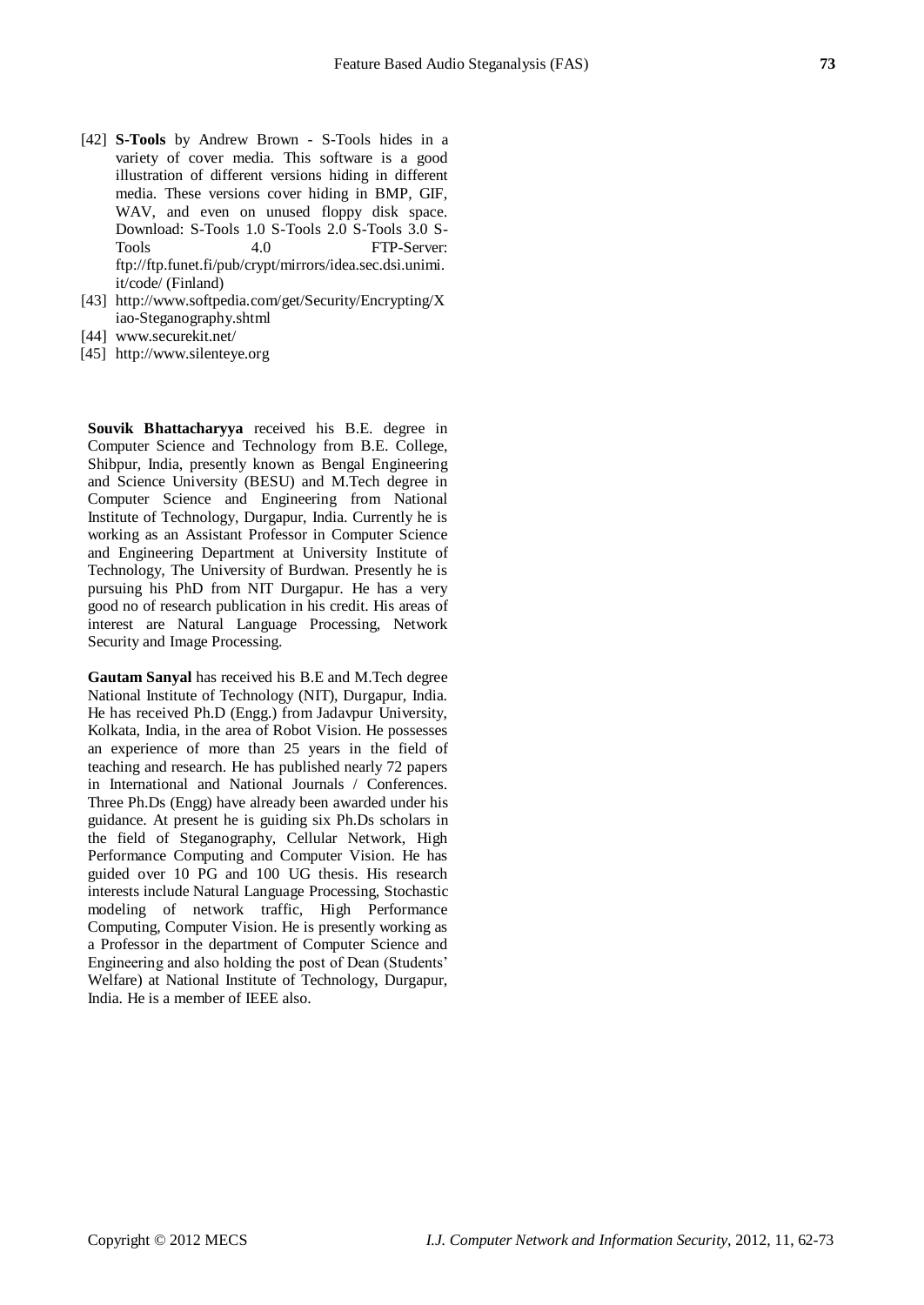[42] **S-Tools** by Andrew Brown - S-Tools hides in a variety of cover media. This software is a good illustration of different versions hiding in different media. These versions cover hiding in BMP, GIF, WAV, and even on unused floppy disk space. Download: S-Tools 1.0 S-Tools 2.0 S-Tools 3.0 S-Tools 4.0 FTP-Server: ftp://ftp.funet.fi/pub/crypt/mirrors/idea.sec.dsi.unimi.it/code/ (Finland)

[43] http://www.softpedia.com/get/Security/Encrypting/Xiao-Steganography.shtml

[44] www.securekit.net/

[45] http://www.silenteye.org

**Souvik Bhattacharyya** received his B.E. degree in Computer Science and Technology from B.E. College, Shibpur, India, presently known as Bengal Engineering and Science University (BESU) and M.Tech degree in Computer Science and Engineering from National Institute of Technology, Durgapur, India. Currently he is working as an Assistant Professor in Computer Science and Engineering Department at University Institute of Technology, The University of Burdwan. Presently he is pursuing his PhD from NIT Durgapur. He has a very good no of research publication in his credit. His areas of interest are Natural Language Processing, Network Security and Image Processing.

**Gautam Sanyal** has received his B.E and M.Tech degree National Institute of Technology (NIT), Durgapur, India. He has received Ph.D (Engg.) from Jadavpur University, Kolkata, India, in the area of Robot Vision. He possesses an experience of more than 25 years in the field of teaching and research. He has published nearly 72 papers in International and National Journals / Conferences. Three Ph.Ds (Engg) have already been awarded under his guidance. At present he is guiding six Ph.Ds scholars in the field of Steganography, Cellular Network, High Performance Computing and Computer Vision. He has guided over 10 PG and 100 UG thesis. His research interests include Natural Language Processing, Stochastic modeling of network traffic, High Performance Computing, Computer Vision. He is presently working as a Professor in the department of Computer Science and Engineering and also holding the post of Dean (Students' Welfare) at National Institute of Technology, Durgapur, India. He is a member of IEEE also.